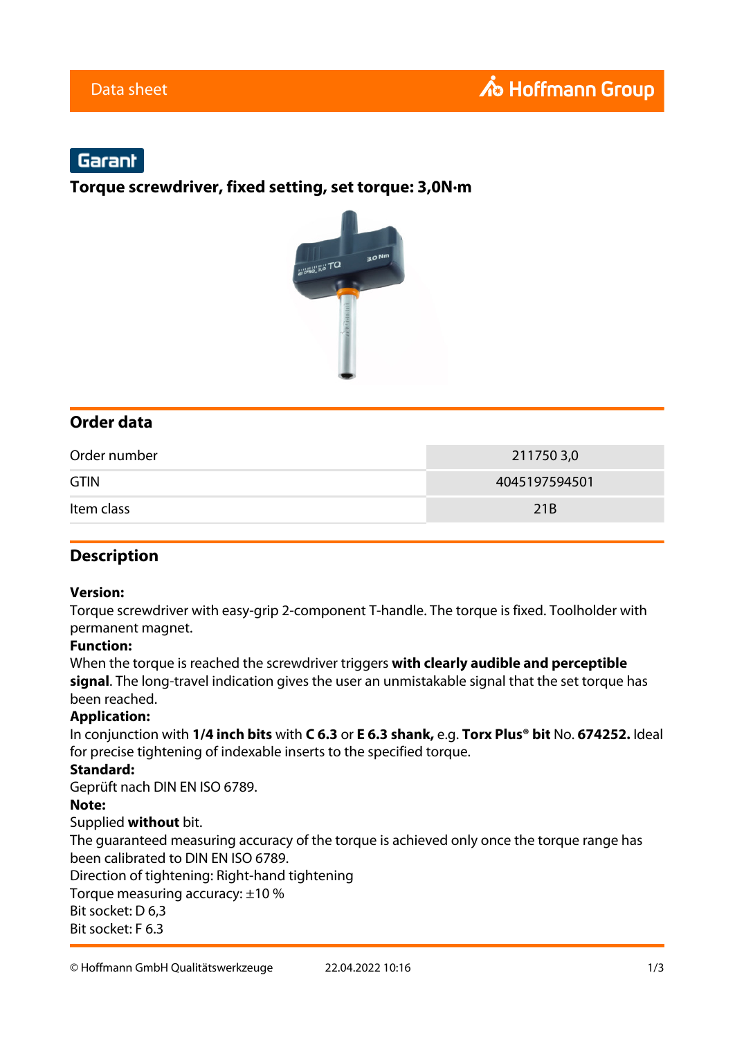Data sheet

Garant

# Torque screwdriver, fixed setting, set torque: 3,0N·m

## Order data

| | |
|---|---|
| Order number | 211750 3,0 |
| GTIN | 4045197594501 |
| Item class | 21B |

## Description

**Version:**
Torque screwdriver with easy-grip 2-component T-handle. The torque is fixed. Toolholder with permanent magnet.
**Function:**
When the torque is reached the screwdriver triggers **with clearly audible and perceptible signal**. The long-travel indication gives the user an unmistakable signal that the set torque has been reached.
**Application:**
In conjunction with **1/4 inch bits** with **C 6.3** or **E 6.3 shank,** e.g. **Torx Plus® bit** No. **674252.** Ideal for precise tightening of indexable inserts to the specified torque.
**Standard:**
Geprüft nach DIN EN ISO 6789.
**Note:**
Supplied **without** bit.
The guaranteed measuring accuracy of the torque is achieved only once the torque range has been calibrated to DIN EN ISO 6789.
Direction of tightening: Right-hand tightening
Torque measuring accuracy: ±10 %
Bit socket: D 6,3
Bit socket: F 6.3

© Hoffmann GmbH Qualitätswerkzeuge 22.04.2022 10:16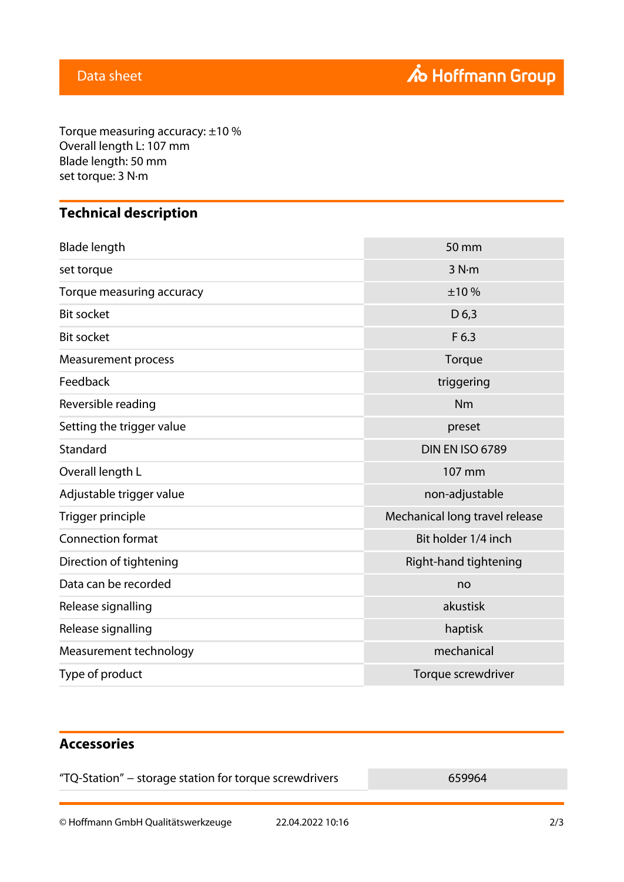Torque measuring accuracy: ±10 %
Overall length L: 107 mm
Blade length: 50 mm
set torque: 3 N·m

## Technical description

| | |
|---|---|
| Blade length | 50 mm |
| set torque | 3 N·m |
| Torque measuring accuracy | ±10 % |
| Bit socket | D 6,3 |
| Bit socket | F 6.3 |
| Measurement process | Torque |
| Feedback | triggering |
| Reversible reading | Nm |
| Setting the trigger value | preset |
| Standard | DIN EN ISO 6789 |
| Overall length L | 107 mm |
| Adjustable trigger value | non-adjustable |
| Trigger principle | Mechanical long travel release |
| Connection format | Bit holder 1/4 inch |
| Direction of tightening | Right-hand tightening |
| Data can be recorded | no |
| Release signalling | akustisk |
| Release signalling | haptisk |
| Measurement technology | mechanical |
| Type of product | Torque screwdriver |

## Accessories

| | |
|---|---|
| "TQ-Station" – storage station for torque screwdrivers | 659964 |

© Hoffmann GmbH Qualitätswerkzeuge 22.04.2022 10:16